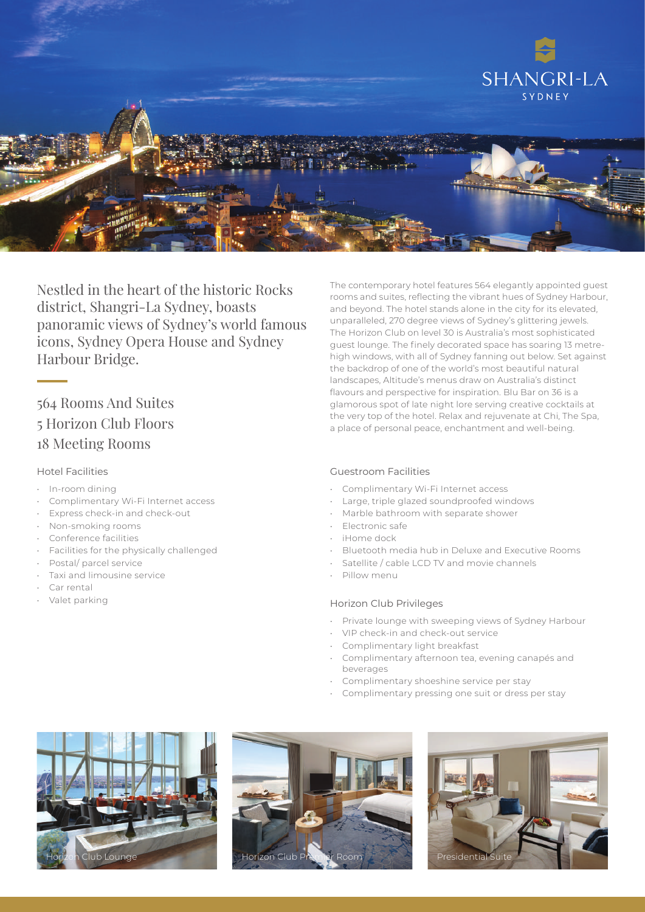SHANGRI-LA
SYDNEY

Nestled in the heart of the historic Rocks district, Shangri-La Sydney, boasts panoramic views of Sydney's world famous icons, Sydney Opera House and Sydney Harbour Bridge.

## 564 Rooms And Suites
## 5 Horizon Club Floors
## 18 Meeting Rooms

The contemporary hotel features 564 elegantly appointed guest rooms and suites, reflecting the vibrant hues of Sydney Harbour, and beyond. The hotel stands alone in the city for its elevated, unparalleled, 270 degree views of Sydney's glittering jewels. The Horizon Club on level 30 is Australia's most sophisticated guest lounge. The finely decorated space has soaring 13 metre-high windows, with all of Sydney fanning out below. Set against the backdrop of one of the world's most beautiful natural landscapes, Altitude's menus draw on Australia's distinct flavours and perspective for inspiration. Blu Bar on 36 is a glamorous spot of late night lore serving creative cocktails at the very top of the hotel. Relax and rejuvenate at Chi, The Spa, a place of personal peace, enchantment and well-being.

### Hotel Facilities

- In-room dining
- Complimentary Wi-Fi Internet access
- Express check-in and check-out
- Non-smoking rooms
- Conference facilities
- Facilities for the physically challenged
- Postal/ parcel service
- Taxi and limousine service
- Car rental
- Valet parking

### Guestroom Facilities

- Complimentary Wi-Fi Internet access
- Large, triple glazed soundproofed windows
- Marble bathroom with separate shower
- Electronic safe
- iHome dock
- Bluetooth media hub in Deluxe and Executive Rooms
- Satellite / cable LCD TV and movie channels
- Pillow menu

### Horizon Club Privileges

- Private lounge with sweeping views of Sydney Harbour
- VIP check-in and check-out service
- Complimentary light breakfast
- Complimentary afternoon tea, evening canapés and beverages
- Complimentary shoeshine service per stay
- Complimentary pressing one suit or dress per stay

Horizon Club Lounge

Horizon Club Premier Room

Presidential Suite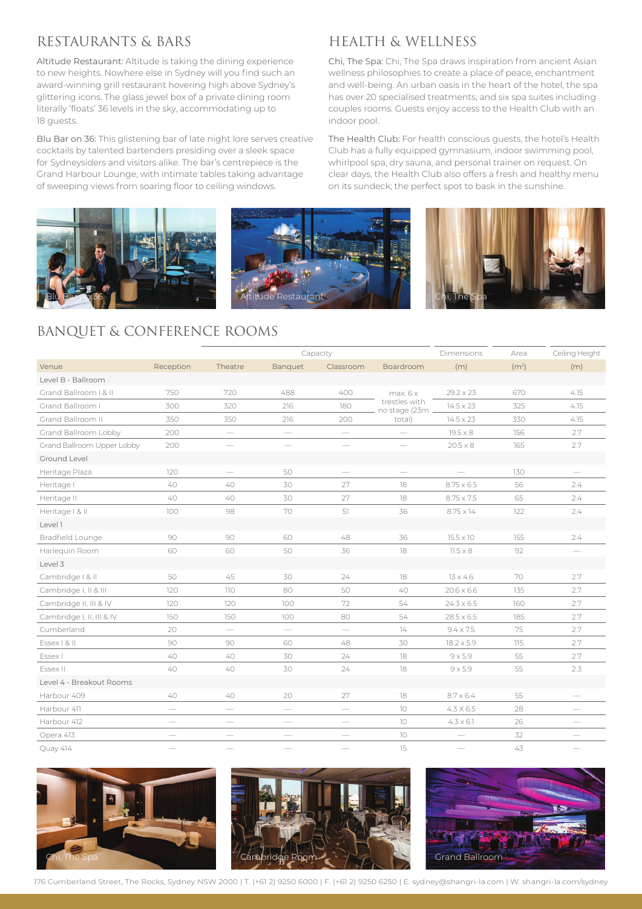## RESTAURANTS & BARS

Altitude Restaurant: Altitude is taking the dining experience to new heights. Nowhere else in Sydney will you find such an award-winning grill restaurant hovering high above Sydney's glittering icons. The glass jewel box of a private dining room literally 'floats' 36 levels in the sky, accommodating up to 18 guests.

Blu Bar on 36: This glistening bar of late night lore serves creative cocktails by talented bartenders presiding over a sleek space for Sydneysiders and visitors alike. The bar's centrepiece is the Grand Harbour Lounge, with intimate tables taking advantage of sweeping views from soaring floor to ceiling windows.

## HEALTH & WELLNESS

Chi, The Spa: Chi, The Spa draws inspiration from ancient Asian wellness philosophies to create a place of peace, enchantment and well-being. An urban oasis in the heart of the hotel, the spa has over 20 specialised treatments, and six spa suites including couples rooms. Guests enjoy access to the Health Club with an indoor pool.

The Health Club: For health conscious guests, the hotel's Health Club has a fully equipped gymnasium, indoor swimming pool, whirlpool spa, dry sauna, and personal trainer on request. On clear days, the Health Club also offers a fresh and healthy menu on its sundeck; the perfect spot to bask in the sunshine.

Blu Bar on 36

Altitude Restaurant

Chi, The Spa

## BANQUET & CONFERENCE ROOMS

| | Capacity | | | | | Dimensions | Area | Ceiling Height |
|---|---|---|---|---|---|---|---|---|
| Venue | Reception | Theatre | Banquet | Classroom | Boardroom | (m) | (m²) | (m) |
| **Level B - Ballroom** | | | | | | | | |
| Grand Ballroom I & II | 750 | 720 | 488 | 400 | max. 6 x trestles with no stage (23m total) | 29.2 x 23 | 670 | 4.15 |
| Grand Ballroom I | 300 | 320 | 216 | 180 | | 14.5 x 23 | 325 | 4.15 |
| Grand Ballroom II | 350 | 350 | 216 | 200 | | 14.5 x 23 | 330 | 4.15 |
| Grand Ballroom Lobby | 200 | — | — | — | — | 19.5 x 8 | 156 | 2.7 |
| Grand Ballroom Upper Lobby | 200 | — | — | — | — | 20.5 x 8 | 165 | 2.7 |
| **Ground Level** | | | | | | | | |
| Heritage Plaza | 120 | — | 50 | — | — | — | 130 | — |
| Heritage I | 40 | 40 | 30 | 27 | 18 | 8.75 x 6.5 | 56 | 2.4 |
| Heritage II | 40 | 40 | 30 | 27 | 18 | 8.75 x 7.5 | 65 | 2.4 |
| Heritage I & II | 100 | 98 | 70 | 51 | 36 | 8.75 x 14 | 122 | 2.4 |
| **Level 1** | | | | | | | | |
| Bradfield Lounge | 90 | 90 | 60 | 48 | 36 | 15.5 x 10 | 155 | 2.4 |
| Harlequin Room | 60 | 60 | 50 | 36 | 18 | 11.5 x 8 | 92 | — |
| **Level 3** | | | | | | | | |
| Cambridge I & II | 50 | 45 | 30 | 24 | 18 | 13 x 4.6 | 70 | 2.7 |
| Cambridge I, II & III | 120 | 110 | 80 | 50 | 40 | 20.6 x 6.6 | 135 | 2.7 |
| Cambridge II, III & IV | 120 | 120 | 100 | 72 | 54 | 24.3 x 6.5 | 160 | 2.7 |
| Cambridge I, II, III & IV | 150 | 150 | 100 | 80 | 54 | 28.5 x 6.5 | 185 | 2.7 |
| Cumberland | 20 | — | — | — | 14 | 9.4 x 7.5 | 75 | 2.7 |
| Essex I & II | 90 | 90 | 60 | 48 | 30 | 18.2 x 5.9 | 115 | 2.7 |
| Essex I | 40 | 40 | 30 | 24 | 18 | 9 x 5.9 | 55 | 2.7 |
| Essex II | 40 | 40 | 30 | 24 | 18 | 9 x 5.9 | 55 | 2.3 |
| **Level 4 - Breakout Rooms** | | | | | | | | |
| Harbour 409 | 40 | 40 | 20 | 27 | 18 | 8.7 x 6.4 | 55 | — |
| Harbour 411 | — | — | — | — | 10 | 4.3 X 6.5 | 28 | — |
| Harbour 412 | — | — | — | — | 10 | 4.3 x 6.1 | 26 | — |
| Opera 413 | — | — | — | — | 10 | — | 32 | — |
| Quay 414 | — | — | — | — | 15 | — | 43 | — |

Chi, The Spa

Cambridge Room

Grand Ballroom

176 Cumberland Street, The Rocks, Sydney NSW 2000 | T. (+61 2) 9250 6000 | F. (+61 2) 9250 6250 | E. sydney@shangri-la.com | W. shangri-la.com/sydney